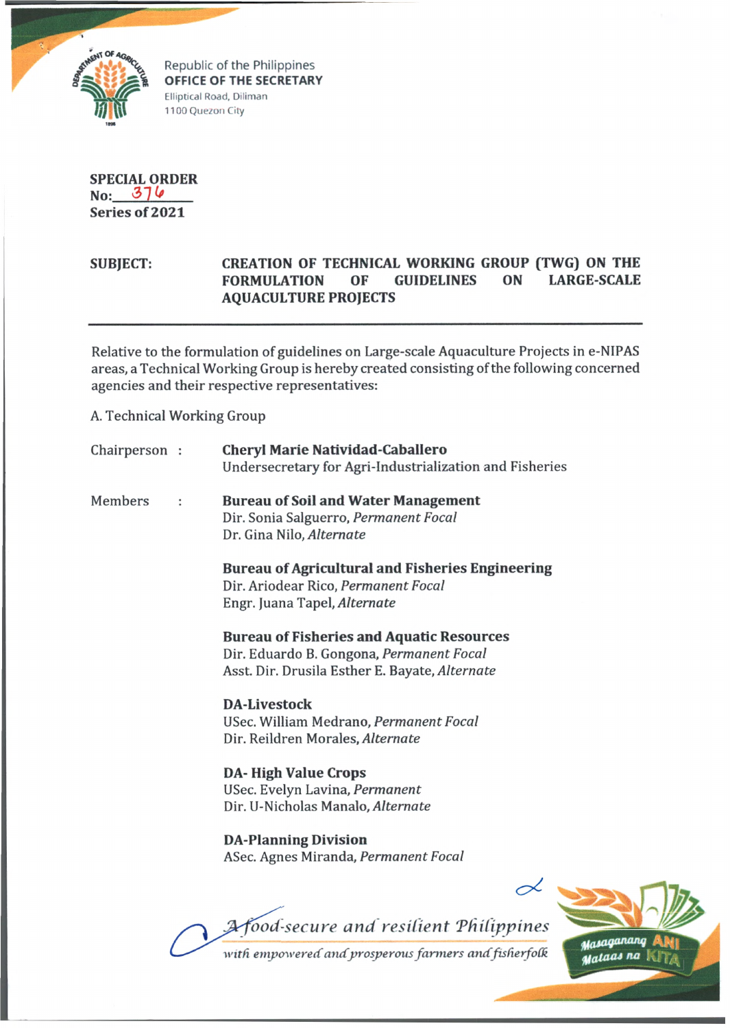Republic of the Philippines
**OFFICE OF THE SECRETARY**
Elliptical Road, Diliman
1100 Quezon City

**SPECIAL ORDER**
**No:** 376
**Series of 2021**

**SUBJECT:** **CREATION OF TECHNICAL WORKING GROUP (TWG) ON THE FORMULATION OF GUIDELINES ON LARGE-SCALE AQUACULTURE PROJECTS**

---

Relative to the formulation of guidelines on Large-scale Aquaculture Projects in e-NIPAS areas, a Technical Working Group is hereby created consisting of the following concerned agencies and their respective representatives:

A. Technical Working Group

Chairperson : **Cheryl Marie Natividad-Caballero**
Undersecretary for Agri-Industrialization and Fisheries

Members :

**Bureau of Soil and Water Management**
Dir. Sonia Salguerro, *Permanent Focal*
Dr. Gina Nilo, *Alternate*

**Bureau of Agricultural and Fisheries Engineering**
Dir. Ariodear Rico, *Permanent Focal*
Engr. Juana Tapel, *Alternate*

**Bureau of Fisheries and Aquatic Resources**
Dir. Eduardo B. Gongona, *Permanent Focal*
Asst. Dir. Drusila Esther E. Bayate, *Alternate*

**DA-Livestock**
USec. William Medrano, *Permanent Focal*
Dir. Reildren Morales, *Alternate*

**DA- High Value Crops**
USec. Evelyn Lavina, *Permanent*
Dir. U-Nicholas Manalo, *Alternate*

**DA-Planning Division**
ASec. Agnes Miranda, *Permanent Focal*

*A food-secure and resilient Philippines*
*with empowered and prosperous farmers and fisherfolk*

Masaganang ANI Mataas na KITA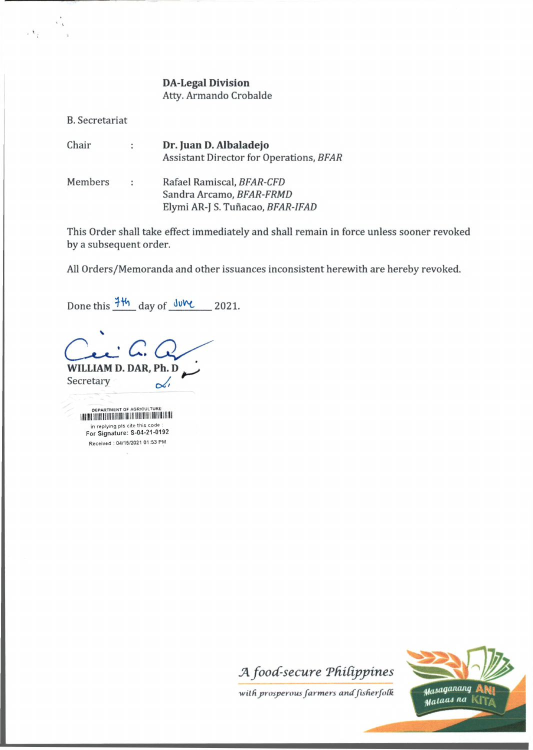**DA-Legal Division**
Atty. Armando Crobalde

B. Secretariat

| | | |
|---|---|---|
| Chair | : | **Dr. Juan D. Albaladejo**<br>Assistant Director for Operations, *BFAR* |
| Members | : | Rafael Ramiscal, *BFAR-CFD*<br>Sandra Arcamo, *BFAR-FRMD*<br>Elymi AR-J S. Tuñacao, *BFAR-IFAD* |

This Order shall take effect immediately and shall remain in force unless sooner revoked by a subsequent order.

All Orders/Memoranda and other issuances inconsistent herewith are hereby revoked.

Done this 7th day of June 2021.

**WILLIAM D. DAR, Ph. D**
Secretary

DEPARTMENT OF AGRICULTURE
in replying pls cite this code :
For Signature: S-04-21-0192
Received : 04/15/2021 01:53 PM

*A food-secure Philippines*
*with prosperous farmers and fisherfolk*

Masaganang ANI Mataas na KITA